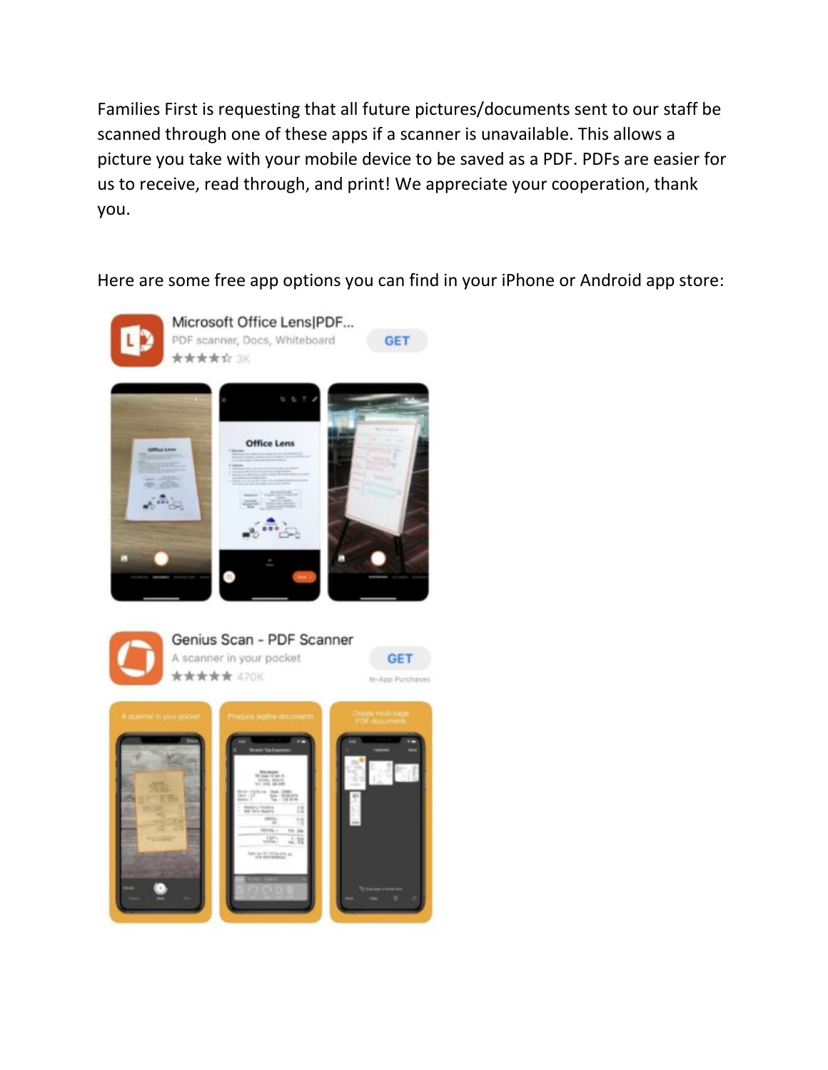Families First is requesting that all future pictures/documents sent to our staff be scanned through one of these apps if a scanner is unavailable. This allows a picture you take with your mobile device to be saved as a PDF. PDFs are easier for us to receive, read through, and print! We appreciate your cooperation, thank you.

Here are some free app options you can find in your iPhone or Android app store:

Microsoft Office Lens|PDF...
PDF scanner, Docs, Whiteboard
★★★★☆ 3K
GET

Genius Scan - PDF Scanner
A scanner in your pocket
★★★★★ 470K
GET
In-App Purchases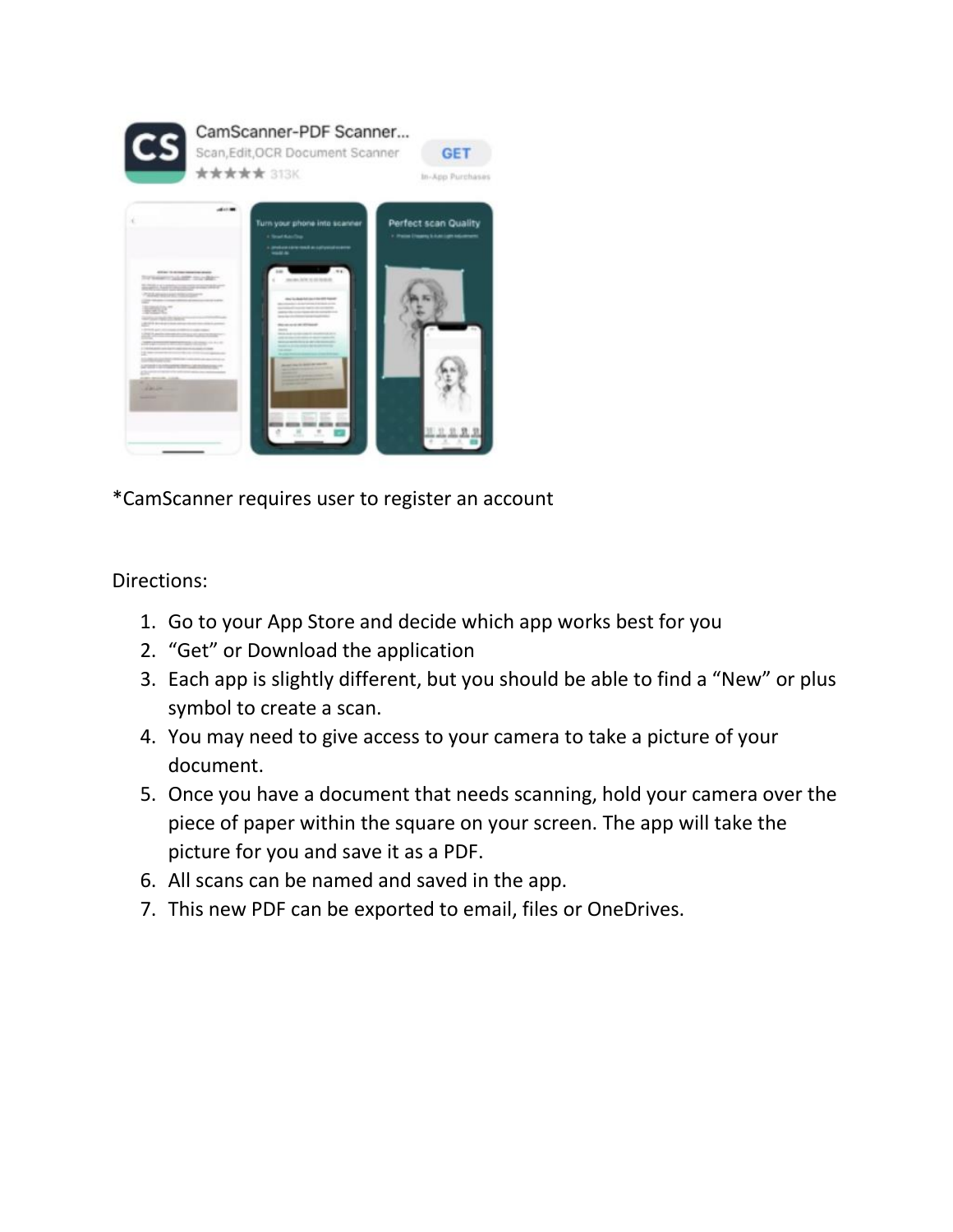*CamScanner requires user to register an account

Directions:

1. Go to your App Store and decide which app works best for you
2. "Get" or Download the application
3. Each app is slightly different, but you should be able to find a "New" or plus symbol to create a scan.
4. You may need to give access to your camera to take a picture of your document.
5. Once you have a document that needs scanning, hold your camera over the piece of paper within the square on your screen. The app will take the picture for you and save it as a PDF.
6. All scans can be named and saved in the app.
7. This new PDF can be exported to email, files or OneDrives.